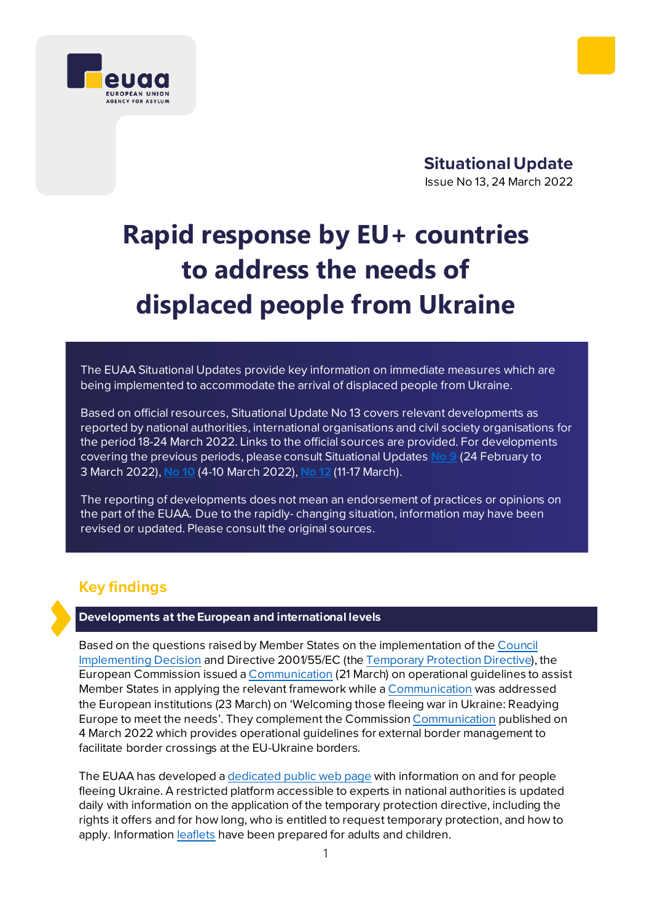euaa EUROPEAN UNION AGENCY FOR ASYLUM

**Situational Update**
Issue No 13, 24 March 2022

# Rapid response by EU+ countries to address the needs of displaced people from Ukraine

The EUAA Situational Updates provide key information on immediate measures which are being implemented to accommodate the arrival of displaced people from Ukraine.

Based on official resources, Situational Update No 13 covers relevant developments as reported by national authorities, international organisations and civil society organisations for the period 18-24 March 2022. Links to the official sources are provided. For developments covering the previous periods, please consult Situational Updates No 9 (24 February to 3 March 2022), No 10 (4-10 March 2022), No 12 (11-17 March).

The reporting of developments does not mean an endorsement of practices or opinions on the part of the EUAA. Due to the rapidly- changing situation, information may have been revised or updated. Please consult the original sources.

## Key findings

### Developments at the European and international levels

Based on the questions raised by Member States on the implementation of the Council Implementing Decision and Directive 2001/55/EC (the Temporary Protection Directive), the European Commission issued a Communication (21 March) on operational guidelines to assist Member States in applying the relevant framework while a Communication was addressed the European institutions (23 March) on 'Welcoming those fleeing war in Ukraine: Readying Europe to meet the needs'. They complement the Commission Communication published on 4 March 2022 which provides operational guidelines for external border management to facilitate border crossings at the EU-Ukraine borders.

The EUAA has developed a dedicated public web page with information on and for people fleeing Ukraine. A restricted platform accessible to experts in national authorities is updated daily with information on the application of the temporary protection directive, including the rights it offers and for how long, who is entitled to request temporary protection, and how to apply. Information leaflets have been prepared for adults and children.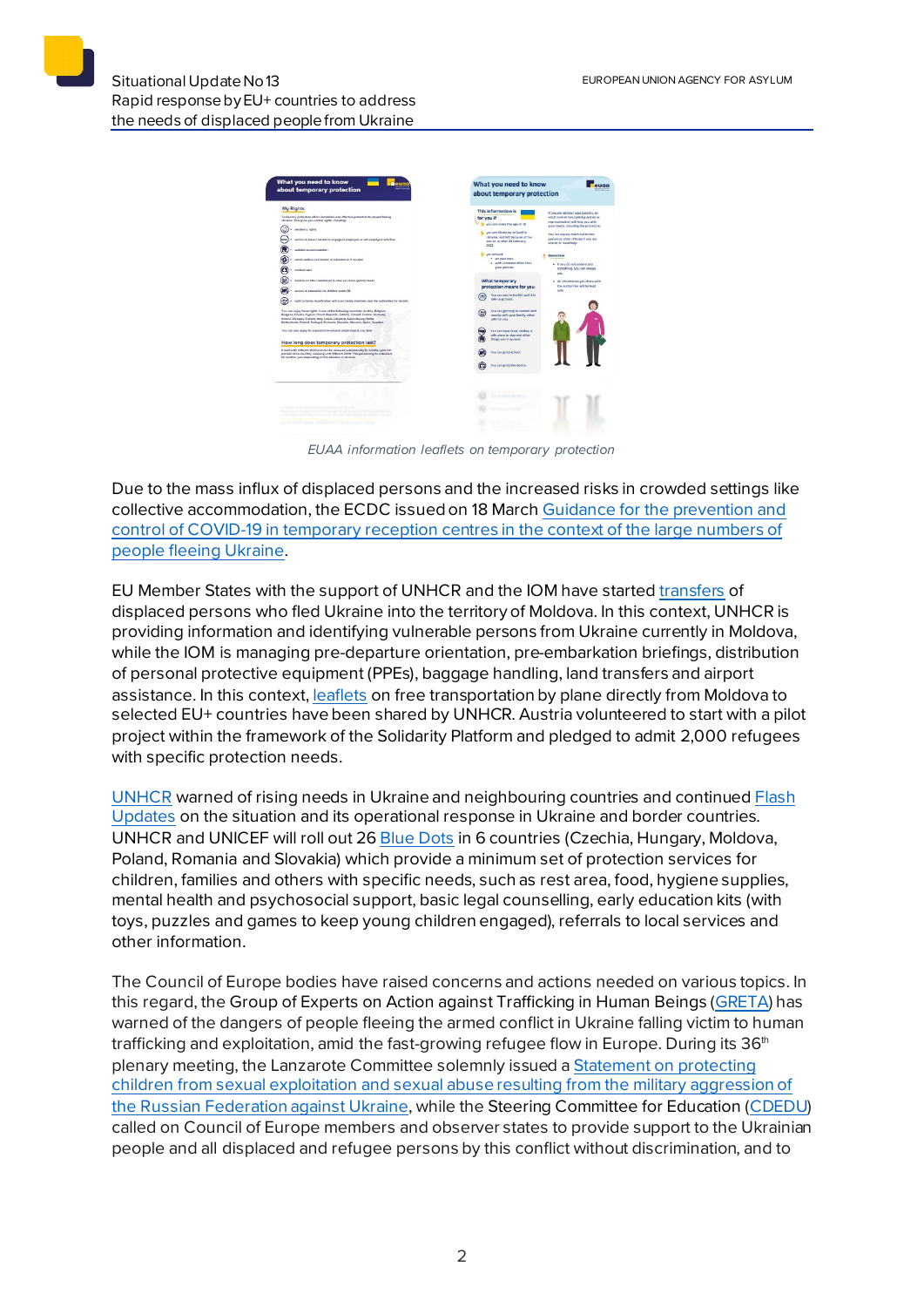*EUAA information leaflets on temporary protection*

Due to the mass influx of displaced persons and the increased risks in crowded settings like collective accommodation, the ECDC issued on 18 March Guidance for the prevention and control of COVID-19 in temporary reception centres in the context of the large numbers of people fleeing Ukraine.

EU Member States with the support of UNHCR and the IOM have started transfers of displaced persons who fled Ukraine into the territory of Moldova. In this context, UNHCR is providing information and identifying vulnerable persons from Ukraine currently in Moldova, while the IOM is managing pre-departure orientation, pre-embarkation briefings, distribution of personal protective equipment (PPEs), baggage handling, land transfers and airport assistance. In this context, leaflets on free transportation by plane directly from Moldova to selected EU+ countries have been shared by UNHCR. Austria volunteered to start with a pilot project within the framework of the Solidarity Platform and pledged to admit 2,000 refugees with specific protection needs.

UNHCR warned of rising needs in Ukraine and neighbouring countries and continued Flash Updates on the situation and its operational response in Ukraine and border countries. UNHCR and UNICEF will roll out 26 Blue Dots in 6 countries (Czechia, Hungary, Moldova, Poland, Romania and Slovakia) which provide a minimum set of protection services for children, families and others with specific needs, such as rest area, food, hygiene supplies, mental health and psychosocial support, basic legal counselling, early education kits (with toys, puzzles and games to keep young children engaged), referrals to local services and other information.

The Council of Europe bodies have raised concerns and actions needed on various topics. In this regard, the Group of Experts on Action against Trafficking in Human Beings (GRETA) has warned of the dangers of people fleeing the armed conflict in Ukraine falling victim to human trafficking and exploitation, amid the fast-growing refugee flow in Europe. During its 36th plenary meeting, the Lanzarote Committee solemnly issued a Statement on protecting children from sexual exploitation and sexual abuse resulting from the military aggression of the Russian Federation against Ukraine, while the Steering Committee for Education (CDEDU) called on Council of Europe members and observer states to provide support to the Ukrainian people and all displaced and refugee persons by this conflict without discrimination, and to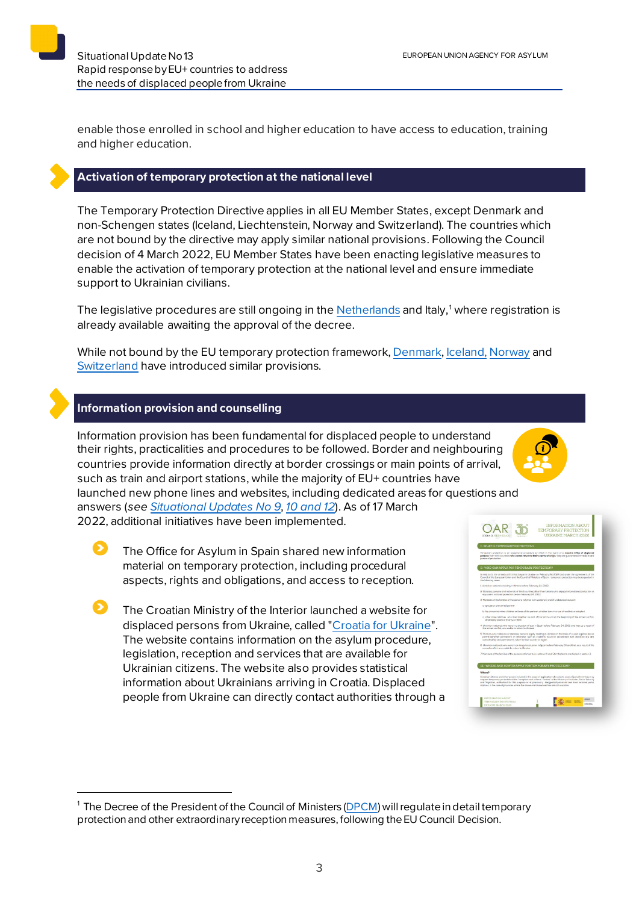enable those enrolled in school and higher education to have access to education, training and higher education.

## Activation of temporary protection at the national level

The Temporary Protection Directive applies in all EU Member States, except Denmark and non-Schengen states (Iceland, Liechtenstein, Norway and Switzerland). The countries which are not bound by the directive may apply similar national provisions. Following the Council decision of 4 March 2022, EU Member States have been enacting legislative measures to enable the activation of temporary protection at the national level and ensure immediate support to Ukrainian civilians.

The legislative procedures are still ongoing in the Netherlands and Italy,[1] where registration is already available awaiting the approval of the decree.

While not bound by the EU temporary protection framework, Denmark, Iceland, Norway and Switzerland have introduced similar provisions.

## Information provision and counselling

Information provision has been fundamental for displaced people to understand their rights, practicalities and procedures to be followed. Border and neighbouring countries provide information directly at border crossings or main points of arrival, such as train and airport stations, while the majority of EU+ countries have launched new phone lines and websites, including dedicated areas for questions and answers (*see Situational Updates No 9, 10 and 12*). As of 17 March 2022, additional initiatives have been implemented.

- The Office for Asylum in Spain shared new information material on temporary protection, including procedural aspects, rights and obligations, and access to reception.
- The Croatian Ministry of the Interior launched a website for displaced persons from Ukraine, called "Croatia for Ukraine". The website contains information on the asylum procedure, legislation, reception and services that are available for Ukrainian citizens. The website also provides statistical information about Ukrainians arriving in Croatia. Displaced people from Ukraine can directly contact authorities through a

---

[1] The Decree of the President of the Council of Ministers (DPCM) will regulate in detail temporary protection and other extraordinary reception measures, following the EU Council Decision.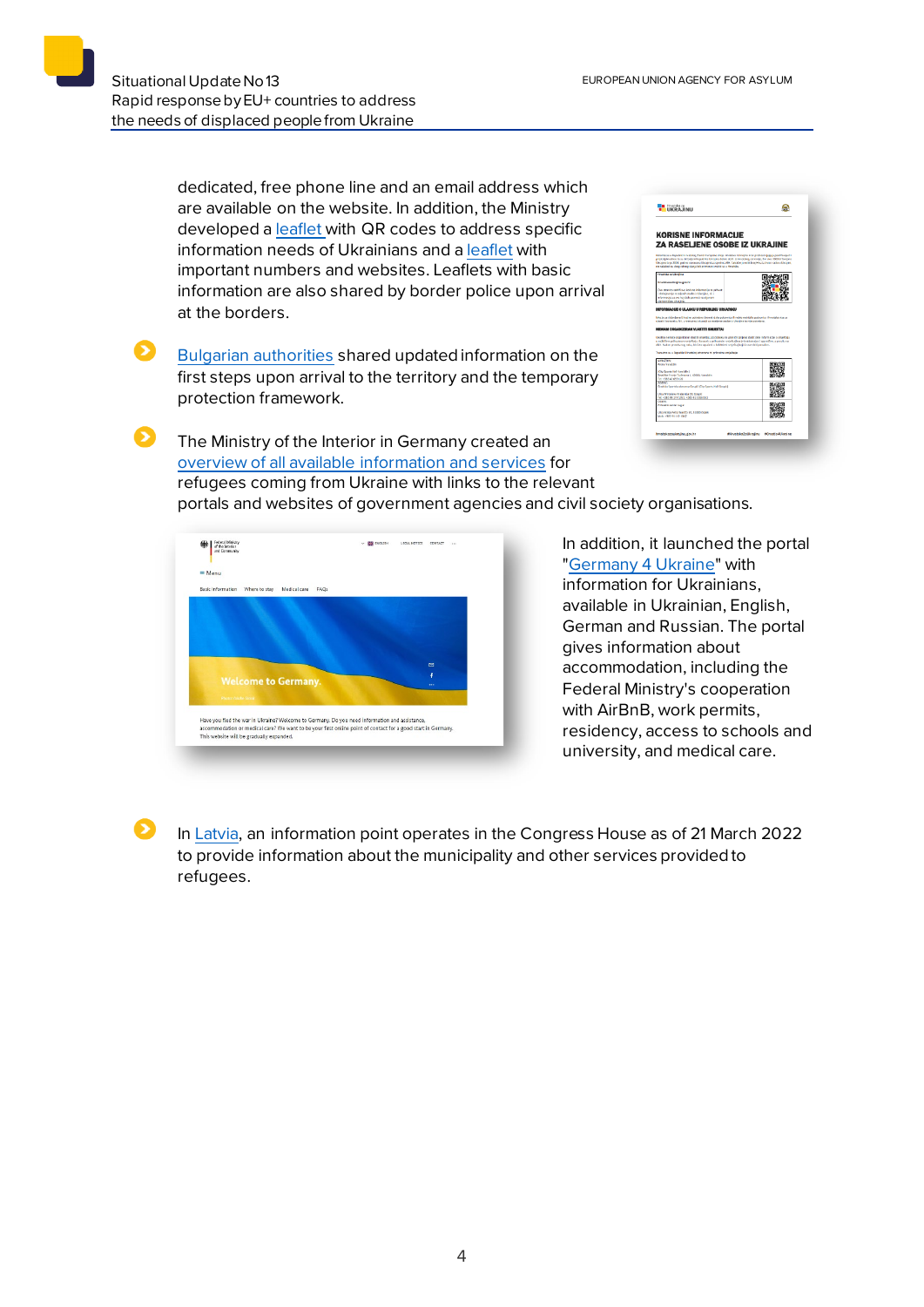dedicated, free phone line and an email address which are available on the website. In addition, the Ministry developed a leaflet with QR codes to address specific information needs of Ukrainians and a leaflet with important numbers and websites. Leaflets with basic information are also shared by border police upon arrival at the borders.

- Bulgarian authorities shared updated information on the first steps upon arrival to the territory and the temporary protection framework.

- The Ministry of the Interior in Germany created an overview of all available information and services for refugees coming from Ukraine with links to the relevant portals and websites of government agencies and civil society organisations.

  In addition, it launched the portal "Germany 4 Ukraine" with information for Ukrainians, available in Ukrainian, English, German and Russian. The portal gives information about accommodation, including the Federal Ministry's cooperation with AirBnB, work permits, residency, access to schools and university, and medical care.

- In Latvia, an information point operates in the Congress House as of 21 March 2022 to provide information about the municipality and other services provided to refugees.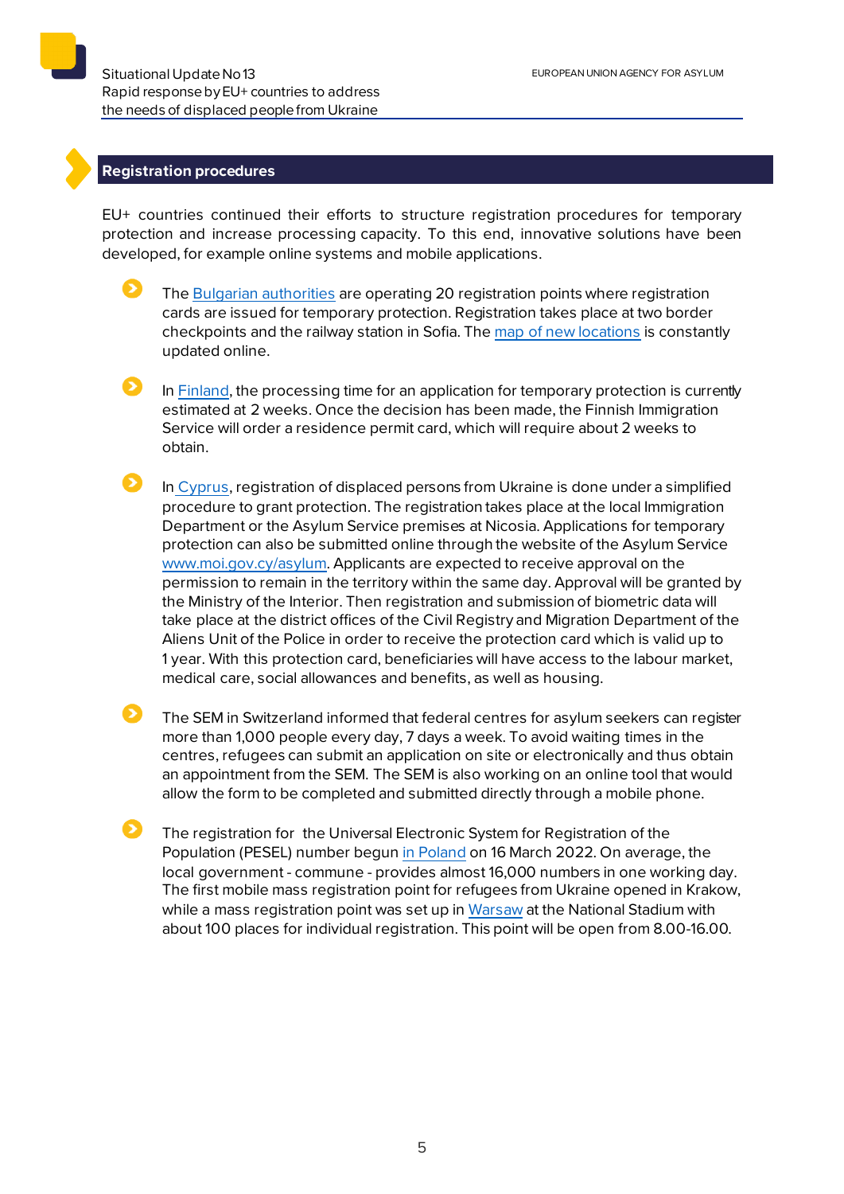## Registration procedures

EU+ countries continued their efforts to structure registration procedures for temporary protection and increase processing capacity. To this end, innovative solutions have been developed, for example online systems and mobile applications.

- The Bulgarian authorities are operating 20 registration points where registration cards are issued for temporary protection. Registration takes place at two border checkpoints and the railway station in Sofia. The map of new locations is constantly updated online.

- In Finland, the processing time for an application for temporary protection is currently estimated at 2 weeks. Once the decision has been made, the Finnish Immigration Service will order a residence permit card, which will require about 2 weeks to obtain.

- In Cyprus, registration of displaced persons from Ukraine is done under a simplified procedure to grant protection. The registration takes place at the local Immigration Department or the Asylum Service premises at Nicosia. Applications for temporary protection can also be submitted online through the website of the Asylum Service www.moi.gov.cy/asylum. Applicants are expected to receive approval on the permission to remain in the territory within the same day. Approval will be granted by the Ministry of the Interior. Then registration and submission of biometric data will take place at the district offices of the Civil Registry and Migration Department of the Aliens Unit of the Police in order to receive the protection card which is valid up to 1 year. With this protection card, beneficiaries will have access to the labour market, medical care, social allowances and benefits, as well as housing.

- The SEM in Switzerland informed that federal centres for asylum seekers can register more than 1,000 people every day, 7 days a week. To avoid waiting times in the centres, refugees can submit an application on site or electronically and thus obtain an appointment from the SEM. The SEM is also working on an online tool that would allow the form to be completed and submitted directly through a mobile phone.

- The registration for the Universal Electronic System for Registration of the Population (PESEL) number begun in Poland on 16 March 2022. On average, the local government - commune - provides almost 16,000 numbers in one working day. The first mobile mass registration point for refugees from Ukraine opened in Krakow, while a mass registration point was set up in Warsaw at the National Stadium with about 100 places for individual registration. This point will be open from 8.00-16.00.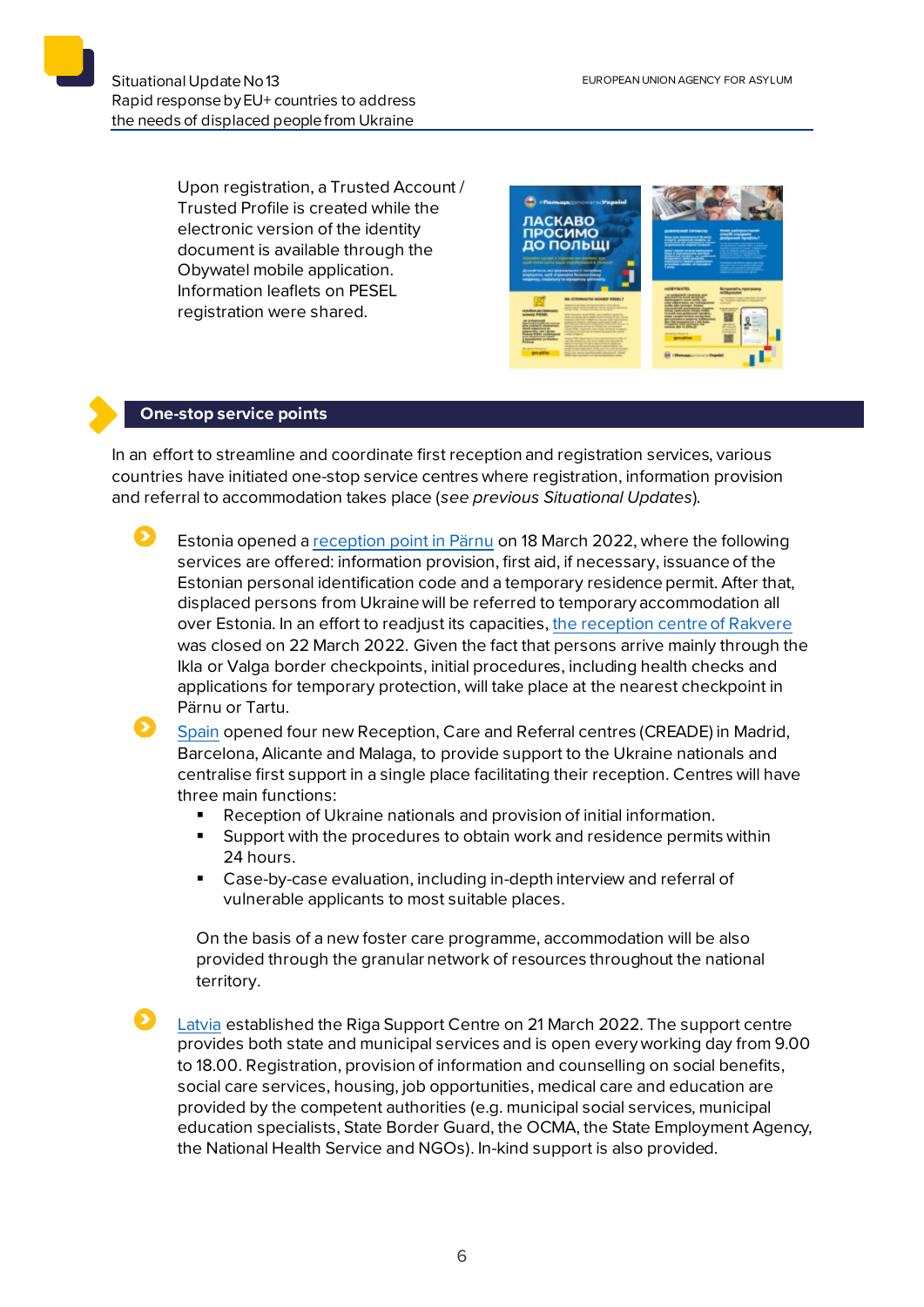Upon registration, a Trusted Account / Trusted Profile is created while the electronic version of the identity document is available through the Obywatel mobile application. Information leaflets on PESEL registration were shared.

## One-stop service points

In an effort to streamline and coordinate first reception and registration services, various countries have initiated one-stop service centres where registration, information provision and referral to accommodation takes place (*see previous Situational Updates*).

- Estonia opened a reception point in Pärnu on 18 March 2022, where the following services are offered: information provision, first aid, if necessary, issuance of the Estonian personal identification code and a temporary residence permit. After that, displaced persons from Ukraine will be referred to temporary accommodation all over Estonia. In an effort to readjust its capacities, the reception centre of Rakvere was closed on 22 March 2022. Given the fact that persons arrive mainly through the Ikla or Valga border checkpoints, initial procedures, including health checks and applications for temporary protection, will take place at the nearest checkpoint in Pärnu or Tartu.
- Spain opened four new Reception, Care and Referral centres (CREADE) in Madrid, Barcelona, Alicante and Malaga, to provide support to the Ukraine nationals and centralise first support in a single place facilitating their reception. Centres will have three main functions:
  - Reception of Ukraine nationals and provision of initial information.
  - Support with the procedures to obtain work and residence permits within 24 hours.
  - Case-by-case evaluation, including in-depth interview and referral of vulnerable applicants to most suitable places.

  On the basis of a new foster care programme, accommodation will be also provided through the granular network of resources throughout the national territory.
- Latvia established the Riga Support Centre on 21 March 2022. The support centre provides both state and municipal services and is open every working day from 9.00 to 18.00. Registration, provision of information and counselling on social benefits, social care services, housing, job opportunities, medical care and education are provided by the competent authorities (e.g. municipal social services, municipal education specialists, State Border Guard, the OCMA, the State Employment Agency, the National Health Service and NGOs). In-kind support is also provided.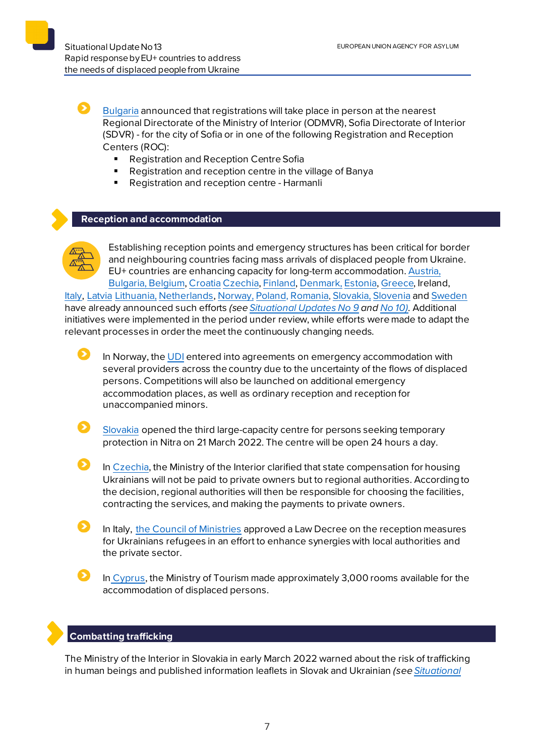- Bulgaria announced that registrations will take place in person at the nearest Regional Directorate of the Ministry of Interior (ODMVR), Sofia Directorate of Interior (SDVR) - for the city of Sofia or in one of the following Registration and Reception Centers (ROC):
  - Registration and Reception Centre Sofia
  - Registration and reception centre in the village of Banya
  - Registration and reception centre - Harmanli

## Reception and accommodation

Establishing reception points and emergency structures has been critical for border and neighbouring countries facing mass arrivals of displaced people from Ukraine. EU+ countries are enhancing capacity for long-term accommodation. Austria, Bulgaria, Belgium, Croatia Czechia, Finland, Denmark, Estonia, Greece, Ireland, Italy, Latvia Lithuania, Netherlands, Norway, Poland, Romania, Slovakia, Slovenia and Sweden have already announced such efforts *(see Situational Updates No 9 and No 10)*. Additional initiatives were implemented in the period under review, while efforts were made to adapt the relevant processes in order the meet the continuously changing needs.

- In Norway, the UDI entered into agreements on emergency accommodation with several providers across the country due to the uncertainty of the flows of displaced persons. Competitions will also be launched on additional emergency accommodation places, as well as ordinary reception and reception for unaccompanied minors.

- Slovakia opened the third large-capacity centre for persons seeking temporary protection in Nitra on 21 March 2022. The centre will be open 24 hours a day.

- In Czechia, the Ministry of the Interior clarified that state compensation for housing Ukrainians will not be paid to private owners but to regional authorities. According to the decision, regional authorities will then be responsible for choosing the facilities, contracting the services, and making the payments to private owners.

- In Italy, the Council of Ministries approved a Law Decree on the reception measures for Ukrainians refugees in an effort to enhance synergies with local authorities and the private sector.

- In Cyprus, the Ministry of Tourism made approximately 3,000 rooms available for the accommodation of displaced persons.

## Combatting trafficking

The Ministry of the Interior in Slovakia in early March 2022 warned about the risk of trafficking in human beings and published information leaflets in Slovak and Ukrainian *(see Situational*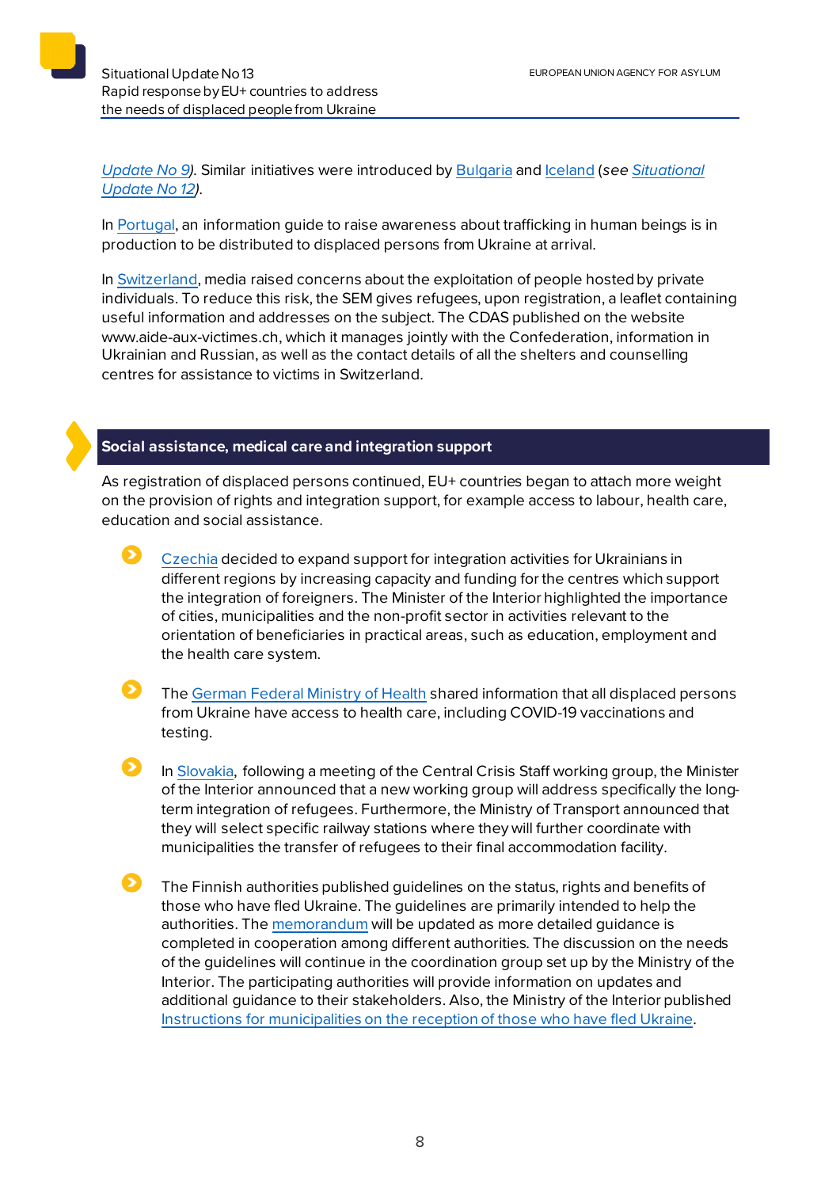*Update No 9*). Similar initiatives were introduced by Bulgaria and Iceland (*see Situational Update No 12*).

In Portugal, an information guide to raise awareness about trafficking in human beings is in production to be distributed to displaced persons from Ukraine at arrival.

In Switzerland, media raised concerns about the exploitation of people hosted by private individuals. To reduce this risk, the SEM gives refugees, upon registration, a leaflet containing useful information and addresses on the subject. The CDAS published on the website www.aide-aux-victimes.ch, which it manages jointly with the Confederation, information in Ukrainian and Russian, as well as the contact details of all the shelters and counselling centres for assistance to victims in Switzerland.

## Social assistance, medical care and integration support

As registration of displaced persons continued, EU+ countries began to attach more weight on the provision of rights and integration support, for example access to labour, health care, education and social assistance.

- Czechia decided to expand support for integration activities for Ukrainians in different regions by increasing capacity and funding for the centres which support the integration of foreigners. The Minister of the Interior highlighted the importance of cities, municipalities and the non-profit sector in activities relevant to the orientation of beneficiaries in practical areas, such as education, employment and the health care system.

- The German Federal Ministry of Health shared information that all displaced persons from Ukraine have access to health care, including COVID-19 vaccinations and testing.

- In Slovakia, following a meeting of the Central Crisis Staff working group, the Minister of the Interior announced that a new working group will address specifically the long-term integration of refugees. Furthermore, the Ministry of Transport announced that they will select specific railway stations where they will further coordinate with municipalities the transfer of refugees to their final accommodation facility.

- The Finnish authorities published guidelines on the status, rights and benefits of those who have fled Ukraine. The guidelines are primarily intended to help the authorities. The memorandum will be updated as more detailed guidance is completed in cooperation among different authorities. The discussion on the needs of the guidelines will continue in the coordination group set up by the Ministry of the Interior. The participating authorities will provide information on updates and additional guidance to their stakeholders. Also, the Ministry of the Interior published Instructions for municipalities on the reception of those who have fled Ukraine.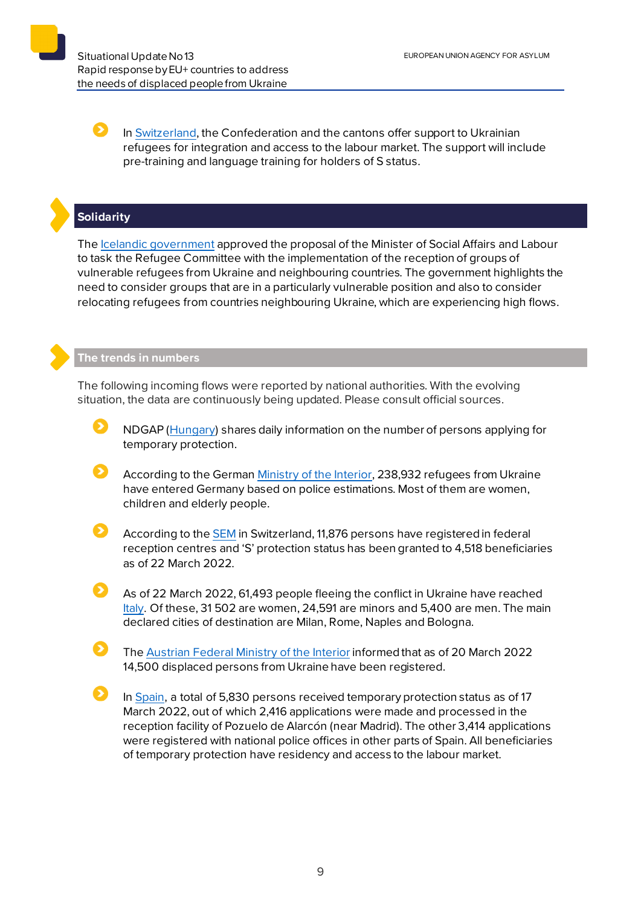- In Switzerland, the Confederation and the cantons offer support to Ukrainian refugees for integration and access to the labour market. The support will include pre-training and language training for holders of S status.

## Solidarity

The Icelandic government approved the proposal of the Minister of Social Affairs and Labour to task the Refugee Committee with the implementation of the reception of groups of vulnerable refugees from Ukraine and neighbouring countries. The government highlights the need to consider groups that are in a particularly vulnerable position and also to consider relocating refugees from countries neighbouring Ukraine, which are experiencing high flows.

## The trends in numbers

The following incoming flows were reported by national authorities. With the evolving situation, the data are continuously being updated. Please consult official sources.

- NDGAP (Hungary) shares daily information on the number of persons applying for temporary protection.
- According to the German Ministry of the Interior, 238,932 refugees from Ukraine have entered Germany based on police estimations. Most of them are women, children and elderly people.
- According to the SEM in Switzerland, 11,876 persons have registered in federal reception centres and 'S' protection status has been granted to 4,518 beneficiaries as of 22 March 2022.
- As of 22 March 2022, 61,493 people fleeing the conflict in Ukraine have reached Italy. Of these, 31 502 are women, 24,591 are minors and 5,400 are men. The main declared cities of destination are Milan, Rome, Naples and Bologna.
- The Austrian Federal Ministry of the Interior informed that as of 20 March 2022 14,500 displaced persons from Ukraine have been registered.
- In Spain, a total of 5,830 persons received temporary protection status as of 17 March 2022, out of which 2,416 applications were made and processed in the reception facility of Pozuelo de Alarcón (near Madrid). The other 3,414 applications were registered with national police offices in other parts of Spain. All beneficiaries of temporary protection have residency and access to the labour market.